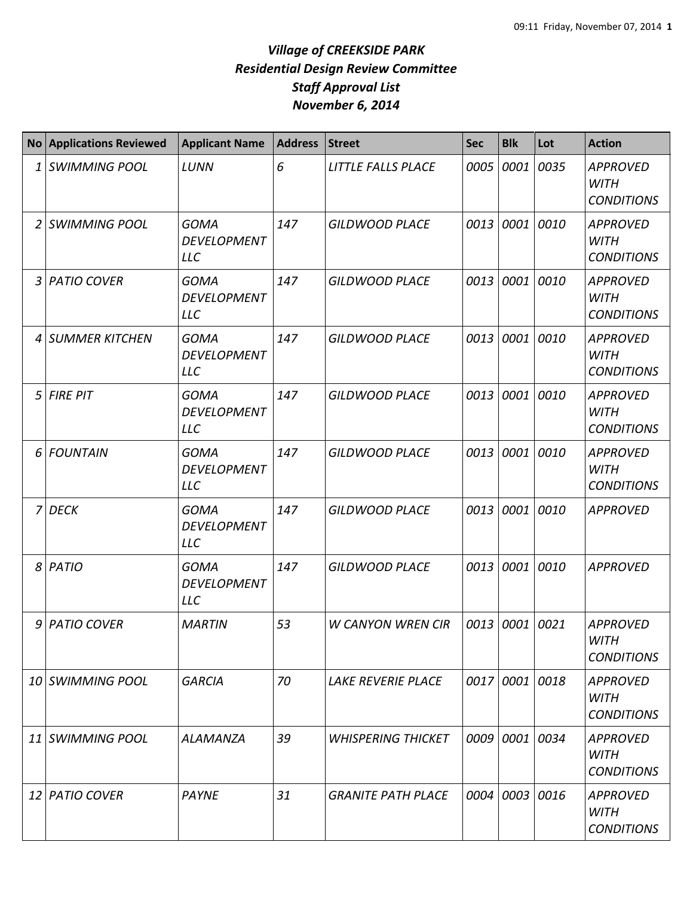# *Village of CREEKSIDE PARK*
# *Residential Design Review Committee*
# *Staff Approval List*
# *November 6, 2014*

| No | Applications Reviewed | Applicant Name | Address | Street | Sec | Blk | Lot | Action |
|---|---|---|---|---|---|---|---|---|
| 1 | *SWIMMING POOL* | *LUNN* | *6* | *LITTLE FALLS PLACE* | *0005* | *0001* | *0035* | *APPROVED WITH CONDITIONS* |
| 2 | *SWIMMING POOL* | *GOMA DEVELOPMENT LLC* | *147* | *GILDWOOD PLACE* | *0013* | *0001* | *0010* | *APPROVED WITH CONDITIONS* |
| 3 | *PATIO COVER* | *GOMA DEVELOPMENT LLC* | *147* | *GILDWOOD PLACE* | *0013* | *0001* | *0010* | *APPROVED WITH CONDITIONS* |
| 4 | *SUMMER KITCHEN* | *GOMA DEVELOPMENT LLC* | *147* | *GILDWOOD PLACE* | *0013* | *0001* | *0010* | *APPROVED WITH CONDITIONS* |
| 5 | *FIRE PIT* | *GOMA DEVELOPMENT LLC* | *147* | *GILDWOOD PLACE* | *0013* | *0001* | *0010* | *APPROVED WITH CONDITIONS* |
| 6 | *FOUNTAIN* | *GOMA DEVELOPMENT LLC* | *147* | *GILDWOOD PLACE* | *0013* | *0001* | *0010* | *APPROVED WITH CONDITIONS* |
| 7 | *DECK* | *GOMA DEVELOPMENT LLC* | *147* | *GILDWOOD PLACE* | *0013* | *0001* | *0010* | *APPROVED* |
| 8 | *PATIO* | *GOMA DEVELOPMENT LLC* | *147* | *GILDWOOD PLACE* | *0013* | *0001* | *0010* | *APPROVED* |
| 9 | *PATIO COVER* | *MARTIN* | *53* | *W CANYON WREN CIR* | *0013* | *0001* | *0021* | *APPROVED WITH CONDITIONS* |
| 10 | *SWIMMING POOL* | *GARCIA* | *70* | *LAKE REVERIE PLACE* | *0017* | *0001* | *0018* | *APPROVED WITH CONDITIONS* |
| 11 | *SWIMMING POOL* | *ALAMANZA* | *39* | *WHISPERING THICKET* | *0009* | *0001* | *0034* | *APPROVED WITH CONDITIONS* |
| 12 | *PATIO COVER* | *PAYNE* | *31* | *GRANITE PATH PLACE* | *0004* | *0003* | *0016* | *APPROVED WITH CONDITIONS* |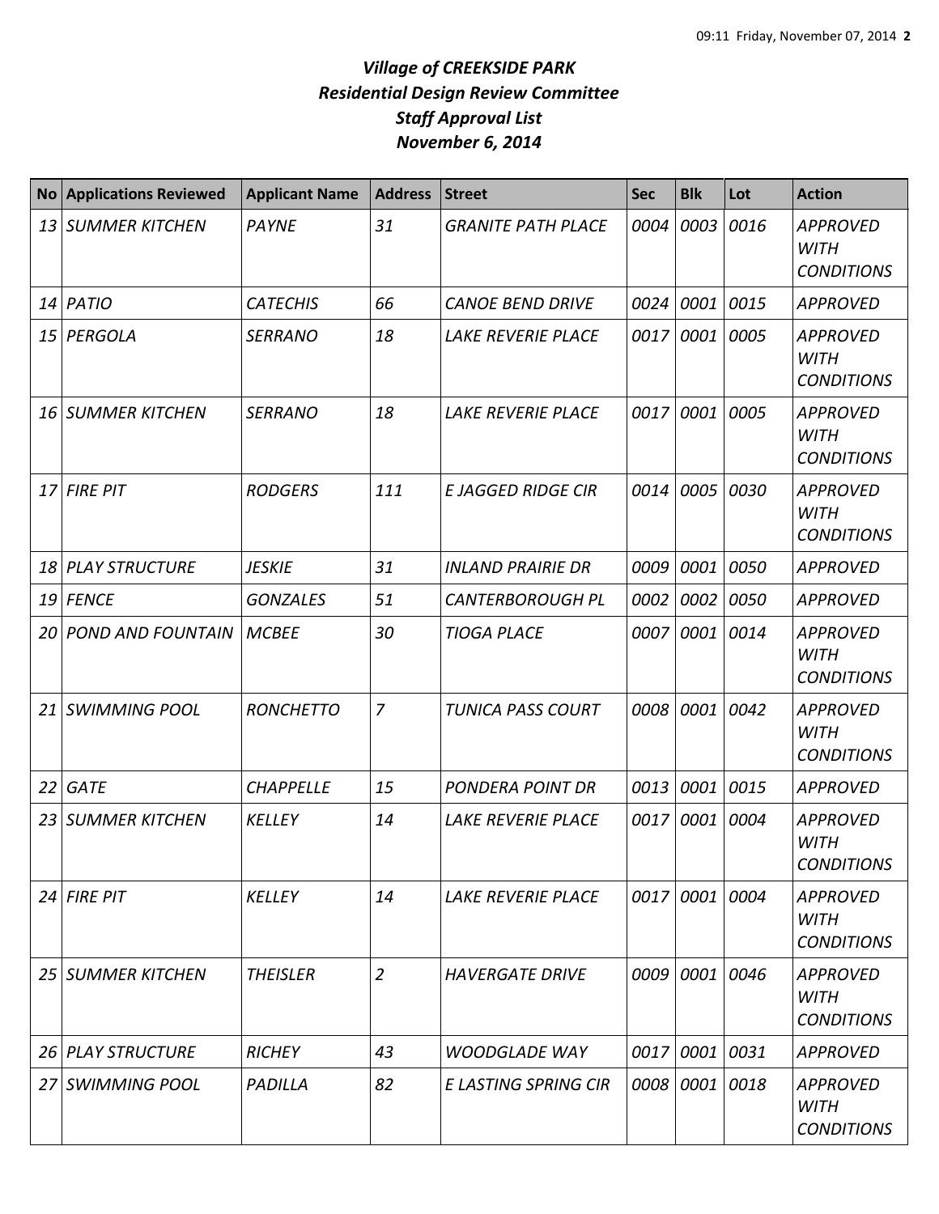***Village of CREEKSIDE PARK***
***Residential Design Review Committee***
***Staff Approval List***
***November 6, 2014***

| No | Applications Reviewed | Applicant Name | Address | Street | Sec | Blk | Lot | Action |
|---|---|---|---|---|---|---|---|---|
| *13* | *SUMMER KITCHEN* | *PAYNE* | *31* | *GRANITE PATH PLACE* | *0004* | *0003* | *0016* | *APPROVED WITH CONDITIONS* |
| *14* | *PATIO* | *CATECHIS* | *66* | *CANOE BEND DRIVE* | *0024* | *0001* | *0015* | *APPROVED* |
| *15* | *PERGOLA* | *SERRANO* | *18* | *LAKE REVERIE PLACE* | *0017* | *0001* | *0005* | *APPROVED WITH CONDITIONS* |
| *16* | *SUMMER KITCHEN* | *SERRANO* | *18* | *LAKE REVERIE PLACE* | *0017* | *0001* | *0005* | *APPROVED WITH CONDITIONS* |
| *17* | *FIRE PIT* | *RODGERS* | *111* | *E JAGGED RIDGE CIR* | *0014* | *0005* | *0030* | *APPROVED WITH CONDITIONS* |
| *18* | *PLAY STRUCTURE* | *JESKIE* | *31* | *INLAND PRAIRIE DR* | *0009* | *0001* | *0050* | *APPROVED* |
| *19* | *FENCE* | *GONZALES* | *51* | *CANTERBOROUGH PL* | *0002* | *0002* | *0050* | *APPROVED* |
| *20* | *POND AND FOUNTAIN* | *MCBEE* | *30* | *TIOGA PLACE* | *0007* | *0001* | *0014* | *APPROVED WITH CONDITIONS* |
| *21* | *SWIMMING POOL* | *RONCHETTO* | *7* | *TUNICA PASS COURT* | *0008* | *0001* | *0042* | *APPROVED WITH CONDITIONS* |
| *22* | *GATE* | *CHAPPELLE* | *15* | *PONDERA POINT DR* | *0013* | *0001* | *0015* | *APPROVED* |
| *23* | *SUMMER KITCHEN* | *KELLEY* | *14* | *LAKE REVERIE PLACE* | *0017* | *0001* | *0004* | *APPROVED WITH CONDITIONS* |
| *24* | *FIRE PIT* | *KELLEY* | *14* | *LAKE REVERIE PLACE* | *0017* | *0001* | *0004* | *APPROVED WITH CONDITIONS* |
| *25* | *SUMMER KITCHEN* | *THEISLER* | *2* | *HAVERGATE DRIVE* | *0009* | *0001* | *0046* | *APPROVED WITH CONDITIONS* |
| *26* | *PLAY STRUCTURE* | *RICHEY* | *43* | *WOODGLADE WAY* | *0017* | *0001* | *0031* | *APPROVED* |
| *27* | *SWIMMING POOL* | *PADILLA* | *82* | *E LASTING SPRING CIR* | *0008* | *0001* | *0018* | *APPROVED WITH CONDITIONS* |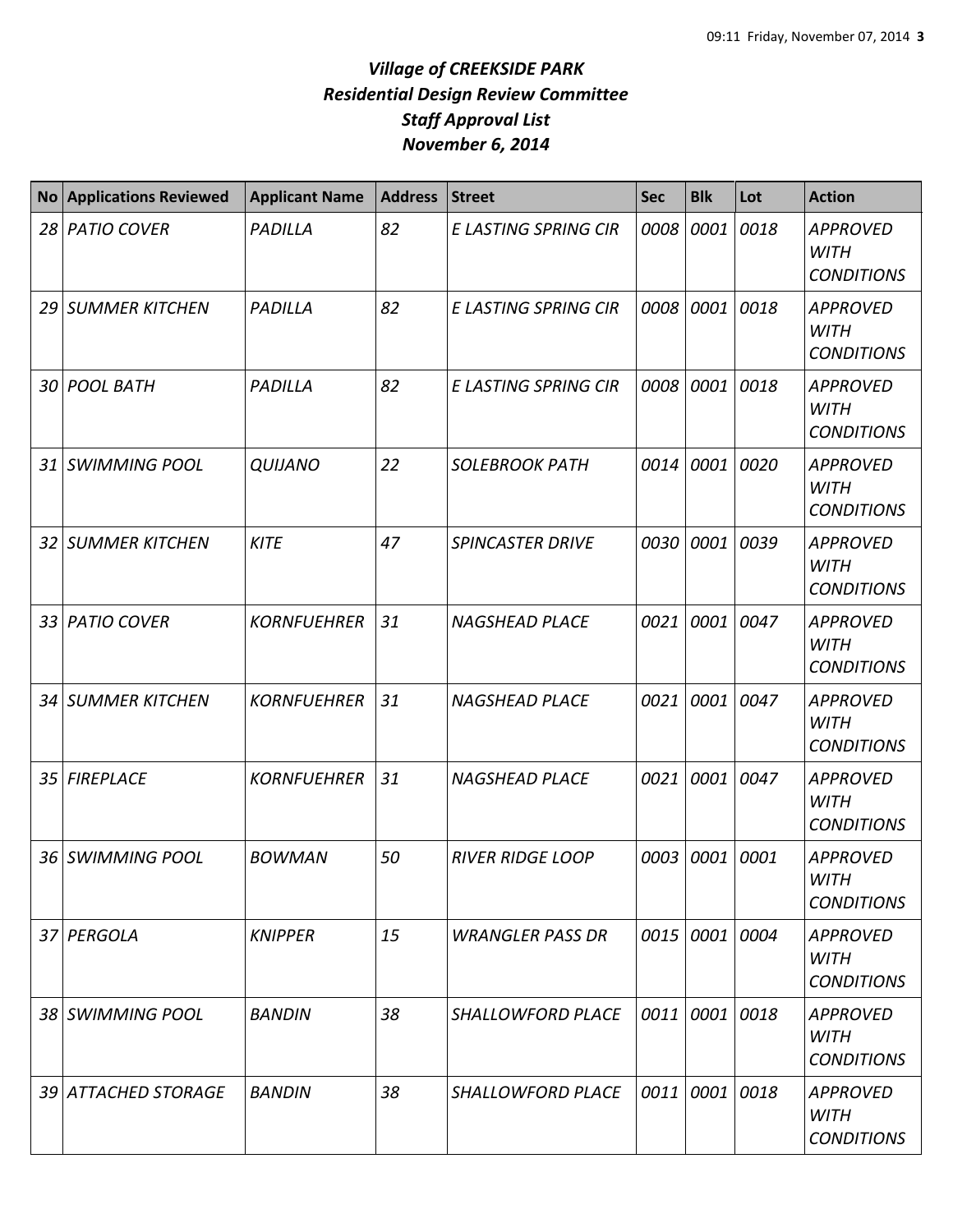# *Village of CREEKSIDE PARK*
## *Residential Design Review Committee*
## *Staff Approval List*
## *November 6, 2014*

| No | Applications Reviewed | Applicant Name | Address | Street | Sec | Blk | Lot | Action |
|---|---|---|---|---|---|---|---|---|
| *28* | *PATIO COVER* | *PADILLA* | *82* | *E LASTING SPRING CIR* | *0008* | *0001* | *0018* | *APPROVED WITH CONDITIONS* |
| *29* | *SUMMER KITCHEN* | *PADILLA* | *82* | *E LASTING SPRING CIR* | *0008* | *0001* | *0018* | *APPROVED WITH CONDITIONS* |
| *30* | *POOL BATH* | *PADILLA* | *82* | *E LASTING SPRING CIR* | *0008* | *0001* | *0018* | *APPROVED WITH CONDITIONS* |
| *31* | *SWIMMING POOL* | *QUIJANO* | *22* | *SOLEBROOK PATH* | *0014* | *0001* | *0020* | *APPROVED WITH CONDITIONS* |
| *32* | *SUMMER KITCHEN* | *KITE* | *47* | *SPINCASTER DRIVE* | *0030* | *0001* | *0039* | *APPROVED WITH CONDITIONS* |
| *33* | *PATIO COVER* | *KORNFUEHRER* | *31* | *NAGSHEAD PLACE* | *0021* | *0001* | *0047* | *APPROVED WITH CONDITIONS* |
| *34* | *SUMMER KITCHEN* | *KORNFUEHRER* | *31* | *NAGSHEAD PLACE* | *0021* | *0001* | *0047* | *APPROVED WITH CONDITIONS* |
| *35* | *FIREPLACE* | *KORNFUEHRER* | *31* | *NAGSHEAD PLACE* | *0021* | *0001* | *0047* | *APPROVED WITH CONDITIONS* |
| *36* | *SWIMMING POOL* | *BOWMAN* | *50* | *RIVER RIDGE LOOP* | *0003* | *0001* | *0001* | *APPROVED WITH CONDITIONS* |
| *37* | *PERGOLA* | *KNIPPER* | *15* | *WRANGLER PASS DR* | *0015* | *0001* | *0004* | *APPROVED WITH CONDITIONS* |
| *38* | *SWIMMING POOL* | *BANDIN* | *38* | *SHALLOWFORD PLACE* | *0011* | *0001* | *0018* | *APPROVED WITH CONDITIONS* |
| *39* | *ATTACHED STORAGE* | *BANDIN* | *38* | *SHALLOWFORD PLACE* | *0011* | *0001* | *0018* | *APPROVED WITH CONDITIONS* |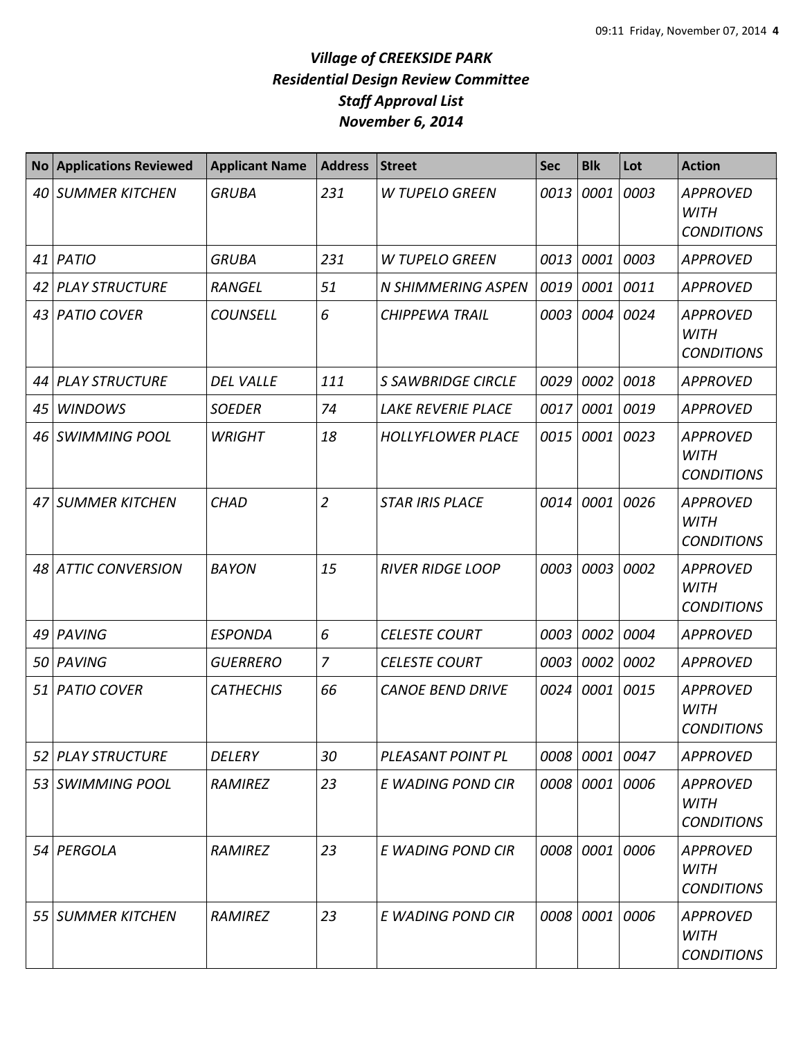# *Village of CREEKSIDE PARK*
# *Residential Design Review Committee*
# *Staff Approval List*
# *November 6, 2014*

| No | Applications Reviewed | Applicant Name | Address | Street | Sec | Blk | Lot | Action |
|---|---|---|---|---|---|---|---|---|
| *40* | *SUMMER KITCHEN* | *GRUBA* | *231* | *W TUPELO GREEN* | *0013* | *0001* | *0003* | *APPROVED WITH CONDITIONS* |
| *41* | *PATIO* | *GRUBA* | *231* | *W TUPELO GREEN* | *0013* | *0001* | *0003* | *APPROVED* |
| *42* | *PLAY STRUCTURE* | *RANGEL* | *51* | *N SHIMMERING ASPEN* | *0019* | *0001* | *0011* | *APPROVED* |
| *43* | *PATIO COVER* | *COUNSELL* | *6* | *CHIPPEWA TRAIL* | *0003* | *0004* | *0024* | *APPROVED WITH CONDITIONS* |
| *44* | *PLAY STRUCTURE* | *DEL VALLE* | *111* | *S SAWBRIDGE CIRCLE* | *0029* | *0002* | *0018* | *APPROVED* |
| *45* | *WINDOWS* | *SOEDER* | *74* | *LAKE REVERIE PLACE* | *0017* | *0001* | *0019* | *APPROVED* |
| *46* | *SWIMMING POOL* | *WRIGHT* | *18* | *HOLLYFLOWER PLACE* | *0015* | *0001* | *0023* | *APPROVED WITH CONDITIONS* |
| *47* | *SUMMER KITCHEN* | *CHAD* | *2* | *STAR IRIS PLACE* | *0014* | *0001* | *0026* | *APPROVED WITH CONDITIONS* |
| *48* | *ATTIC CONVERSION* | *BAYON* | *15* | *RIVER RIDGE LOOP* | *0003* | *0003* | *0002* | *APPROVED WITH CONDITIONS* |
| *49* | *PAVING* | *ESPONDA* | *6* | *CELESTE COURT* | *0003* | *0002* | *0004* | *APPROVED* |
| *50* | *PAVING* | *GUERRERO* | *7* | *CELESTE COURT* | *0003* | *0002* | *0002* | *APPROVED* |
| *51* | *PATIO COVER* | *CATHECHIS* | *66* | *CANOE BEND DRIVE* | *0024* | *0001* | *0015* | *APPROVED WITH CONDITIONS* |
| *52* | *PLAY STRUCTURE* | *DELERY* | *30* | *PLEASANT POINT PL* | *0008* | *0001* | *0047* | *APPROVED* |
| *53* | *SWIMMING POOL* | *RAMIREZ* | *23* | *E WADING POND CIR* | *0008* | *0001* | *0006* | *APPROVED WITH CONDITIONS* |
| *54* | *PERGOLA* | *RAMIREZ* | *23* | *E WADING POND CIR* | *0008* | *0001* | *0006* | *APPROVED WITH CONDITIONS* |
| *55* | *SUMMER KITCHEN* | *RAMIREZ* | *23* | *E WADING POND CIR* | *0008* | *0001* | *0006* | *APPROVED WITH CONDITIONS* |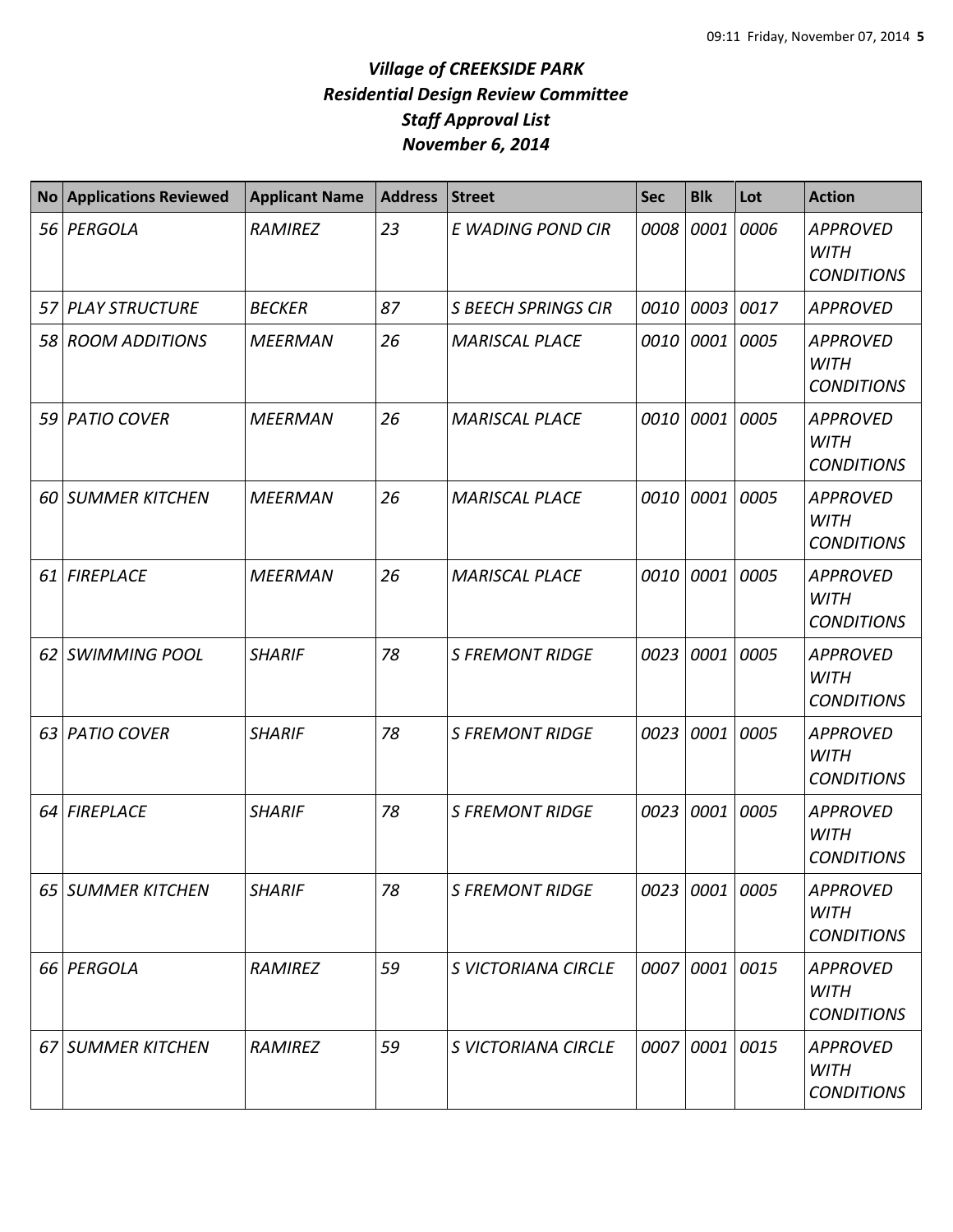# *Village of CREEKSIDE PARK*
# *Residential Design Review Committee*
# *Staff Approval List*
# *November 6, 2014*

| No | Applications Reviewed | Applicant Name | Address | Street | Sec | Blk | Lot | Action |
|---|---|---|---|---|---|---|---|---|
| *56* | *PERGOLA* | *RAMIREZ* | *23* | *E WADING POND CIR* | *0008* | *0001* | *0006* | *APPROVED WITH CONDITIONS* |
| *57* | *PLAY STRUCTURE* | *BECKER* | *87* | *S BEECH SPRINGS CIR* | *0010* | *0003* | *0017* | *APPROVED* |
| *58* | *ROOM ADDITIONS* | *MEERMAN* | *26* | *MARISCAL PLACE* | *0010* | *0001* | *0005* | *APPROVED WITH CONDITIONS* |
| *59* | *PATIO COVER* | *MEERMAN* | *26* | *MARISCAL PLACE* | *0010* | *0001* | *0005* | *APPROVED WITH CONDITIONS* |
| *60* | *SUMMER KITCHEN* | *MEERMAN* | *26* | *MARISCAL PLACE* | *0010* | *0001* | *0005* | *APPROVED WITH CONDITIONS* |
| *61* | *FIREPLACE* | *MEERMAN* | *26* | *MARISCAL PLACE* | *0010* | *0001* | *0005* | *APPROVED WITH CONDITIONS* |
| *62* | *SWIMMING POOL* | *SHARIF* | *78* | *S FREMONT RIDGE* | *0023* | *0001* | *0005* | *APPROVED WITH CONDITIONS* |
| *63* | *PATIO COVER* | *SHARIF* | *78* | *S FREMONT RIDGE* | *0023* | *0001* | *0005* | *APPROVED WITH CONDITIONS* |
| *64* | *FIREPLACE* | *SHARIF* | *78* | *S FREMONT RIDGE* | *0023* | *0001* | *0005* | *APPROVED WITH CONDITIONS* |
| *65* | *SUMMER KITCHEN* | *SHARIF* | *78* | *S FREMONT RIDGE* | *0023* | *0001* | *0005* | *APPROVED WITH CONDITIONS* |
| *66* | *PERGOLA* | *RAMIREZ* | *59* | *S VICTORIANA CIRCLE* | *0007* | *0001* | *0015* | *APPROVED WITH CONDITIONS* |
| *67* | *SUMMER KITCHEN* | *RAMIREZ* | *59* | *S VICTORIANA CIRCLE* | *0007* | *0001* | *0015* | *APPROVED WITH CONDITIONS* |